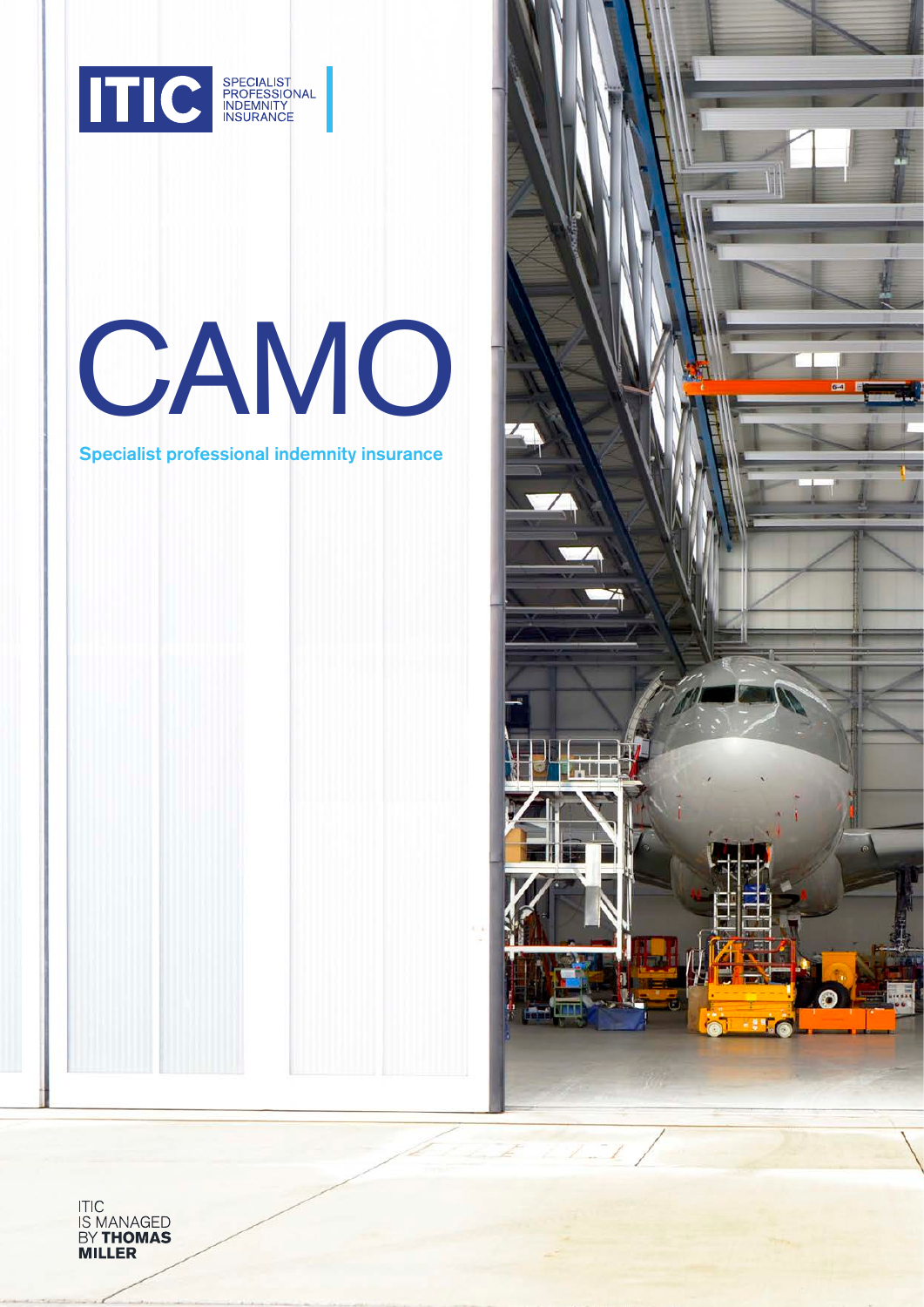ITIC SPECIALIST PROFESSIONAL INDEMNITY INSURANCE

# CAMO

**Specialist professional indemnity insurance**

ITIC IS MANAGED BY **THOMAS MILLER**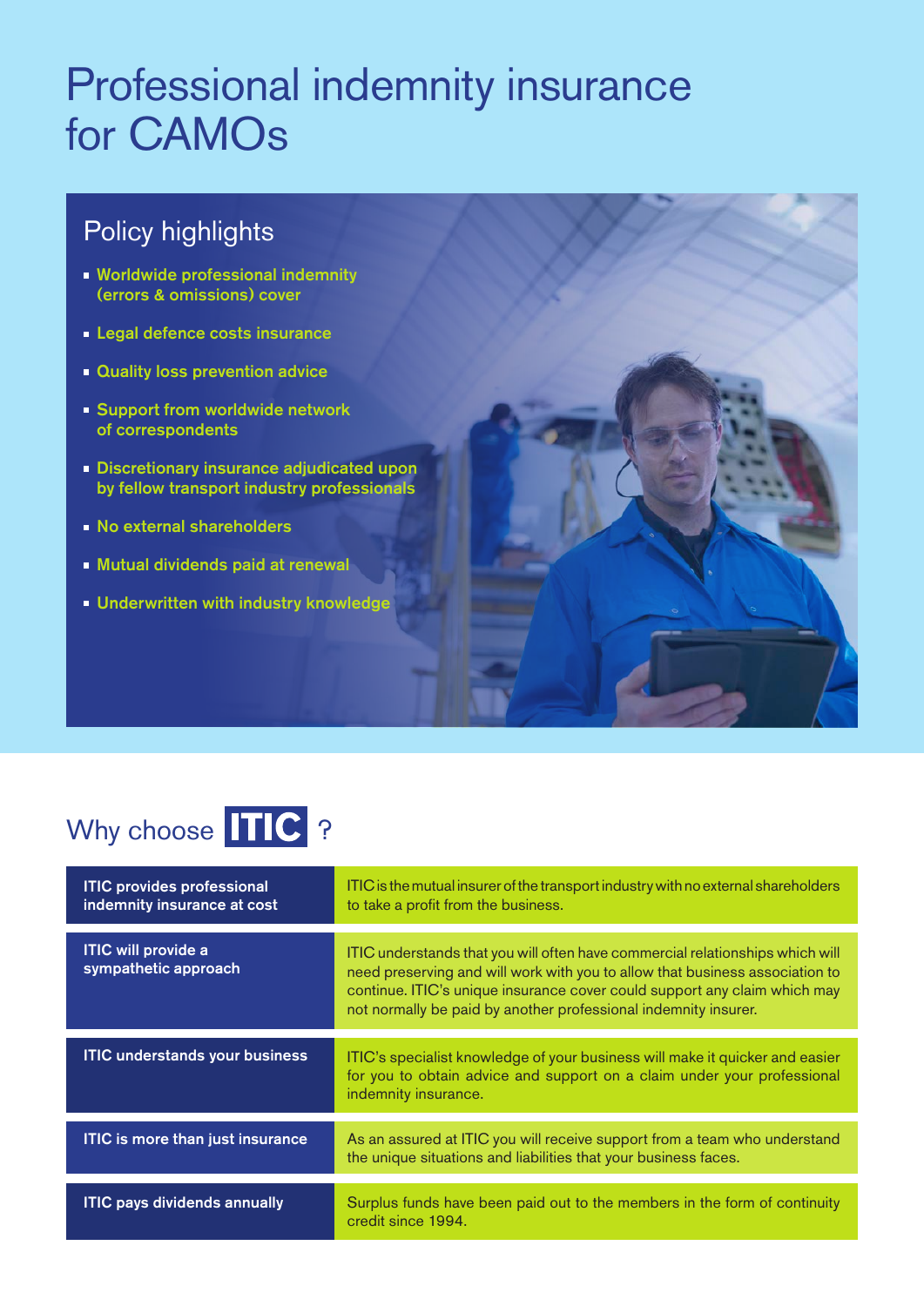# Professional indemnity insurance for CAMOs

## Policy highlights

- Worldwide professional indemnity (errors & omissions) cover
- Legal defence costs insurance
- Quality loss prevention advice
- Support from worldwide network of correspondents
- Discretionary insurance adjudicated upon by fellow transport industry professionals
- No external shareholders
- Mutual dividends paid at renewal
- Underwritten with industry knowledge

## Why choose ITIC ?

| | |
|---|---|
| **ITIC provides professional indemnity insurance at cost** | ITIC is the mutual insurer of the transport industry with no external shareholders to take a profit from the business. |
| **ITIC will provide a sympathetic approach** | ITIC understands that you will often have commercial relationships which will need preserving and will work with you to allow that business association to continue. ITIC's unique insurance cover could support any claim which may not normally be paid by another professional indemnity insurer. |
| **ITIC understands your business** | ITIC's specialist knowledge of your business will make it quicker and easier for you to obtain advice and support on a claim under your professional indemnity insurance. |
| **ITIC is more than just insurance** | As an assured at ITIC you will receive support from a team who understand the unique situations and liabilities that your business faces. |
| **ITIC pays dividends annually** | Surplus funds have been paid out to the members in the form of continuity credit since 1994. |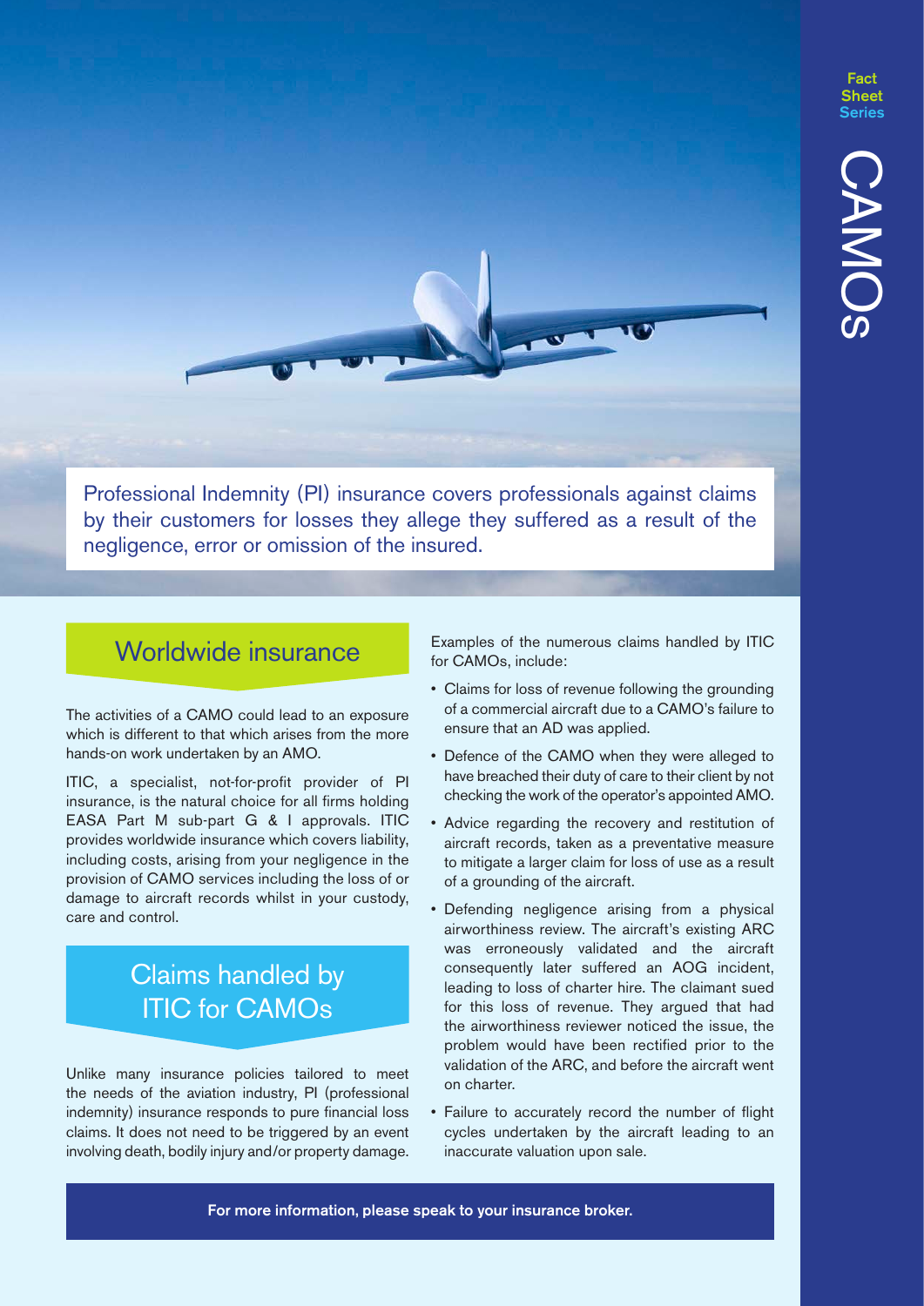Fact Sheet Series

# CAMOs

Professional Indemnity (PI) insurance covers professionals against claims by their customers for losses they allege they suffered as a result of the negligence, error or omission of the insured.

## Worldwide insurance

The activities of a CAMO could lead to an exposure which is different to that which arises from the more hands-on work undertaken by an AMO.

ITIC, a specialist, not-for-profit provider of PI insurance, is the natural choice for all firms holding EASA Part M sub-part G & I approvals. ITIC provides worldwide insurance which covers liability, including costs, arising from your negligence in the provision of CAMO services including the loss of or damage to aircraft records whilst in your custody, care and control.

## Claims handled by ITIC for CAMOs

Unlike many insurance policies tailored to meet the needs of the aviation industry, PI (professional indemnity) insurance responds to pure financial loss claims. It does not need to be triggered by an event involving death, bodily injury and/or property damage.

Examples of the numerous claims handled by ITIC for CAMOs, include:

- Claims for loss of revenue following the grounding of a commercial aircraft due to a CAMO's failure to ensure that an AD was applied.
- Defence of the CAMO when they were alleged to have breached their duty of care to their client by not checking the work of the operator's appointed AMO.
- Advice regarding the recovery and restitution of aircraft records, taken as a preventative measure to mitigate a larger claim for loss of use as a result of a grounding of the aircraft.
- Defending negligence arising from a physical airworthiness review. The aircraft's existing ARC was erroneously validated and the aircraft consequently later suffered an AOG incident, leading to loss of charter hire. The claimant sued for this loss of revenue. They argued that had the airworthiness reviewer noticed the issue, the problem would have been rectified prior to the validation of the ARC, and before the aircraft went on charter.
- Failure to accurately record the number of flight cycles undertaken by the aircraft leading to an inaccurate valuation upon sale.

**For more information, please speak to your insurance broker.**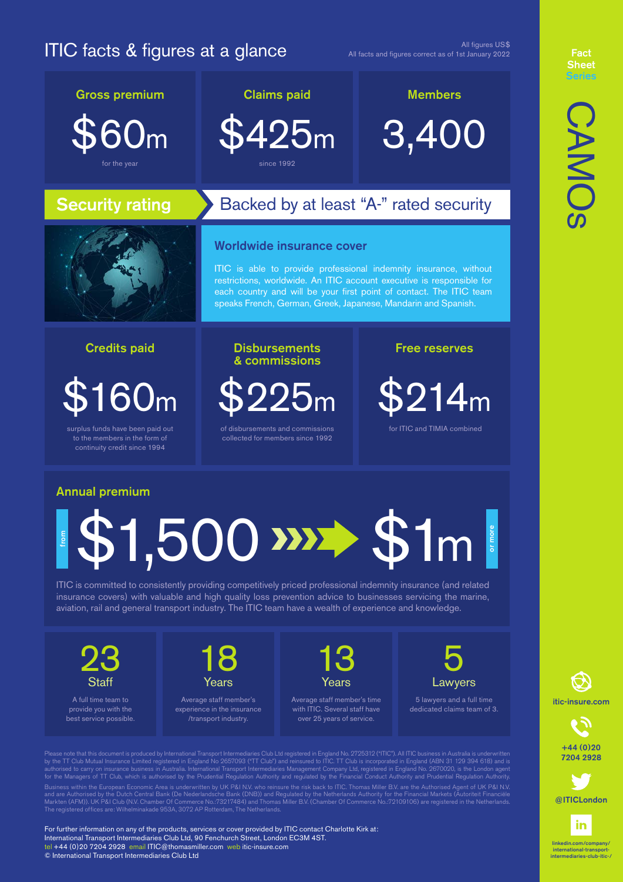# ITIC facts & figures at a glance

All figures US$
All facts and figures correct as of 1st January 2022

Fact Sheet Series

CAMOs

## Gross premium

$60m

for the year

## Claims paid

$425m

since 1992

## Members

3,400

## Security rating

Backed by at least "A-" rated security

## Worldwide insurance cover

ITIC is able to provide professional indemnity insurance, without restrictions, worldwide. An ITIC account executive is responsible for each country and will be your first point of contact. The ITIC team speaks French, German, Greek, Japanese, Mandarin and Spanish.

## Credits paid

$160m

surplus funds have been paid out to the members in the form of continuity credit since 1994

## Disbursements & commissions

$225m

of disbursements and commissions collected for members since 1992

## Free reserves

$214m

for ITIC and TIMIA combined

## Annual premium

from $1,500 → $1m or more

ITIC is committed to consistently providing competitively priced professional indemnity insurance (and related insurance covers) with valuable and high quality loss prevention advice to businesses servicing the marine, aviation, rail and general transport industry. The ITIC team have a wealth of experience and knowledge.

**23 Staff**
A full time team to provide you with the best service possible.

**18 Years**
Average staff member's experience in the insurance /transport industry.

**13 Years**
Average staff member's time with ITIC. Several staff have over 25 years of service.

**5 Lawyers**
5 lawyers and a full time dedicated claims team of 3.

Please note that this document is produced by International Transport Intermediaries Club Ltd registered in England No. 2725312 ("ITIC"). All ITIC business in Australia is underwritten by the TT Club Mutual Insurance Limited registered in England No 2657093 ("TT Club") and reinsured to ITIC. TT Club is incorporated in England (ABN 31 129 394 618) and is authorised to carry on insurance business in Australia. International Transport Intermediaries Management Company Ltd, registered in England No. 2670020, is the London agent for the Managers of TT Club, which is authorised by the Prudential Regulation Authority and regulated by the Financial Conduct Authority and Prudential Regulation Authority.

Business within the European Economic Area is underwritten by UK P&I N.V. who reinsure the risk back to ITIC. Thomas Miller B.V. are the Authorised Agent of UK P&I N.V. and are Authorised by the Dutch Central Bank (De Nederlandsche Bank (DNB)) and Regulated by the Netherlands Authority for the Financial Markets (Autoriteit Financiële Markten (AFM)). UK P&I Club (N.V. Chamber Of Commerce No.:73217484) and Thomas Miller B.V. (Chamber Of Commerce No.:72109106) are registered in the Netherlands. The registered offices are: Wilhelminakade 953A, 3072 AP Rotterdam, The Netherlands.

For further information on any of the products, services or cover provided by ITIC contact Charlotte Kirk at:
International Transport Intermediaries Club Ltd, 90 Fenchurch Street, London EC3M 4ST.
tel +44 (0)20 7204 2928 email ITIC@thomasmiller.com web itic-insure.com
© International Transport Intermediaries Club Ltd

itic-insure.com
+44 (0)20 7204 2928
@ITICLondon
linkedin.com/company/international-transport-intermediaries-club-itic-/